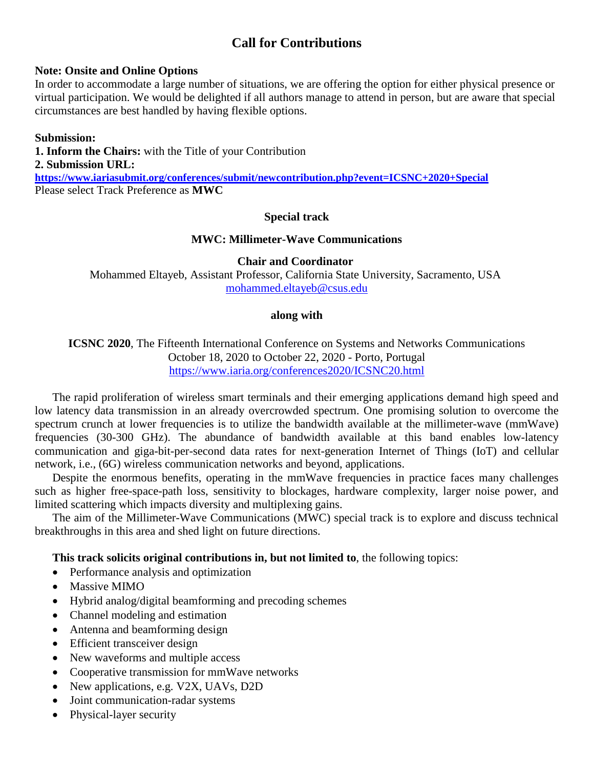# Call for Contributions

**Note: Onsite and Online Options**
In order to accommodate a large number of situations, we are offering the option for either physical presence or virtual participation. We would be delighted if all authors manage to attend in person, but are aware that special circumstances are best handled by having flexible options.

**Submission:**
**1. Inform the Chairs:** with the Title of your Contribution
**2. Submission URL:**
**https://www.iariasubmit.org/conferences/submit/newcontribution.php?event=ICSNC+2020+Special**
Please select Track Preference as **MWC**

**Special track**

**MWC: Millimeter-Wave Communications**

**Chair and Coordinator**
Mohammed Eltayeb, Assistant Professor, California State University, Sacramento, USA
mohammed.eltayeb@csus.edu

**along with**

**ICSNC 2020**, The Fifteenth International Conference on Systems and Networks Communications
October 18, 2020 to October 22, 2020 - Porto, Portugal
https://www.iaria.org/conferences2020/ICSNC20.html

The rapid proliferation of wireless smart terminals and their emerging applications demand high speed and low latency data transmission in an already overcrowded spectrum. One promising solution to overcome the spectrum crunch at lower frequencies is to utilize the bandwidth available at the millimeter-wave (mmWave) frequencies (30-300 GHz). The abundance of bandwidth available at this band enables low-latency communication and giga-bit-per-second data rates for next-generation Internet of Things (IoT) and cellular network, i.e., (6G) wireless communication networks and beyond, applications.

Despite the enormous benefits, operating in the mmWave frequencies in practice faces many challenges such as higher free-space-path loss, sensitivity to blockages, hardware complexity, larger noise power, and limited scattering which impacts diversity and multiplexing gains.

The aim of the Millimeter-Wave Communications (MWC) special track is to explore and discuss technical breakthroughs in this area and shed light on future directions.

**This track solicits original contributions in, but not limited to**, the following topics:

- Performance analysis and optimization
- Massive MIMO
- Hybrid analog/digital beamforming and precoding schemes
- Channel modeling and estimation
- Antenna and beamforming design
- Efficient transceiver design
- New waveforms and multiple access
- Cooperative transmission for mmWave networks
- New applications, e.g. V2X, UAVs, D2D
- Joint communication-radar systems
- Physical-layer security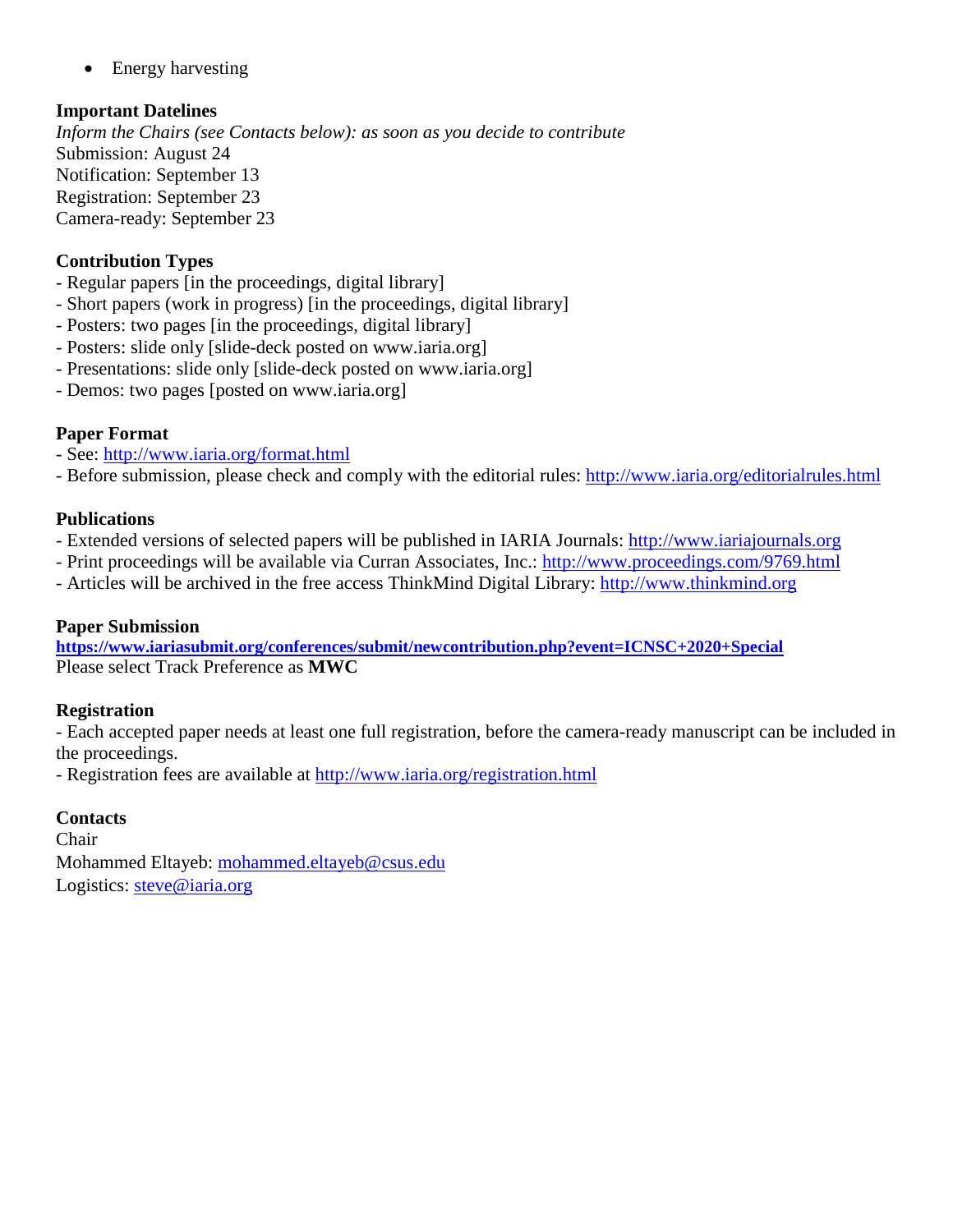- Energy harvesting

**Important Datelines**

*Inform the Chairs (see Contacts below): as soon as you decide to contribute*
Submission: August 24
Notification: September 13
Registration: September 23
Camera-ready: September 23

**Contribution Types**

- Regular papers [in the proceedings, digital library]
- Short papers (work in progress) [in the proceedings, digital library]
- Posters: two pages [in the proceedings, digital library]
- Posters: slide only [slide-deck posted on www.iaria.org]
- Presentations: slide only [slide-deck posted on www.iaria.org]
- Demos: two pages [posted on www.iaria.org]

**Paper Format**

- See: http://www.iaria.org/format.html
- Before submission, please check and comply with the editorial rules: http://www.iaria.org/editorialrules.html

**Publications**

- Extended versions of selected papers will be published in IARIA Journals: http://www.iariajournals.org
- Print proceedings will be available via Curran Associates, Inc.: http://www.proceedings.com/9769.html
- Articles will be archived in the free access ThinkMind Digital Library: http://www.thinkmind.org

**Paper Submission**

**https://www.iariasubmit.org/conferences/submit/newcontribution.php?event=ICNSC+2020+Special**
Please select Track Preference as **MWC**

**Registration**

- Each accepted paper needs at least one full registration, before the camera-ready manuscript can be included in the proceedings.
- Registration fees are available at http://www.iaria.org/registration.html

**Contacts**

Chair
Mohammed Eltayeb: mohammed.eltayeb@csus.edu
Logistics: steve@iaria.org